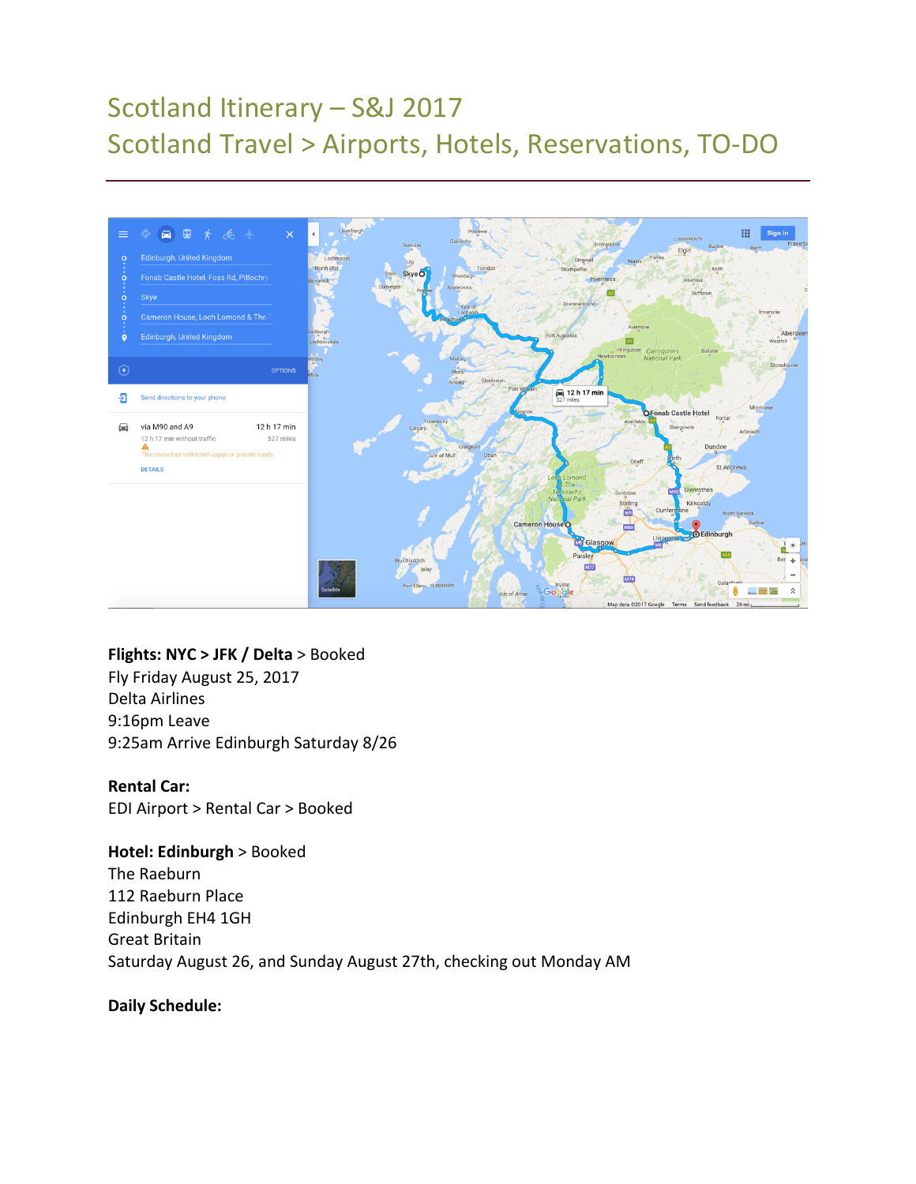# Scotland Itinerary – S&J 2017
# Scotland Travel > Airports, Hotels, Reservations, TO-DO

**Flights: NYC > JFK / Delta** > Booked
Fly Friday August 25, 2017
Delta Airlines
9:16pm Leave
9:25am Arrive Edinburgh Saturday 8/26

**Rental Car:**
EDI Airport > Rental Car > Booked

**Hotel: Edinburgh** > Booked
The Raeburn
112 Raeburn Place
Edinburgh EH4 1GH
Great Britain
Saturday August 26, and Sunday August 27th, checking out Monday AM

**Daily Schedule:**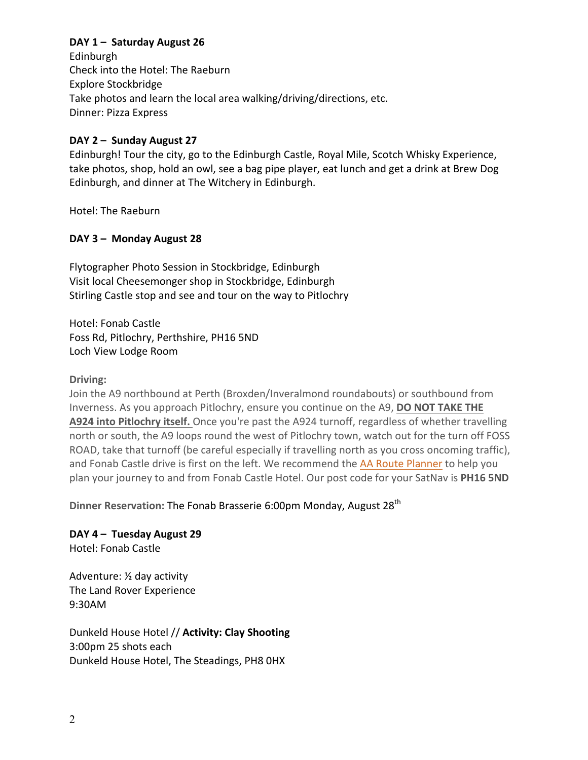**DAY 1 – Saturday August 26**
Edinburgh
Check into the Hotel: The Raeburn
Explore Stockbridge
Take photos and learn the local area walking/driving/directions, etc.
Dinner: Pizza Express

**DAY 2 – Sunday August 27**
Edinburgh! Tour the city, go to the Edinburgh Castle, Royal Mile, Scotch Whisky Experience, take photos, shop, hold an owl, see a bag pipe player, eat lunch and get a drink at Brew Dog Edinburgh, and dinner at The Witchery in Edinburgh.

Hotel: The Raeburn

**DAY 3 – Monday August 28**

Flytographer Photo Session in Stockbridge, Edinburgh
Visit local Cheesemonger shop in Stockbridge, Edinburgh
Stirling Castle stop and see and tour on the way to Pitlochry

Hotel: Fonab Castle
Foss Rd, Pitlochry, Perthshire, PH16 5ND
Loch View Lodge Room

**Driving:**
Join the A9 northbound at Perth (Broxden/Inveralmond roundabouts) or southbound from Inverness. As you approach Pitlochry, ensure you continue on the A9, **DO NOT TAKE THE A924 into Pitlochry itself.** Once you're past the A924 turnoff, regardless of whether travelling north or south, the A9 loops round the west of Pitlochry town, watch out for the turn off FOSS ROAD, take that turnoff (be careful especially if travelling north as you cross oncoming traffic), and Fonab Castle drive is first on the left. We recommend the AA Route Planner to help you plan your journey to and from Fonab Castle Hotel. Our post code for your SatNav is **PH16 5ND**

**Dinner Reservation:** The Fonab Brasserie 6:00pm Monday, August 28th

**DAY 4 – Tuesday August 29**
Hotel: Fonab Castle

Adventure: ½ day activity
The Land Rover Experience
9:30AM

Dunkeld House Hotel // **Activity: Clay Shooting**
3:00pm 25 shots each
Dunkeld House Hotel, The Steadings, PH8 0HX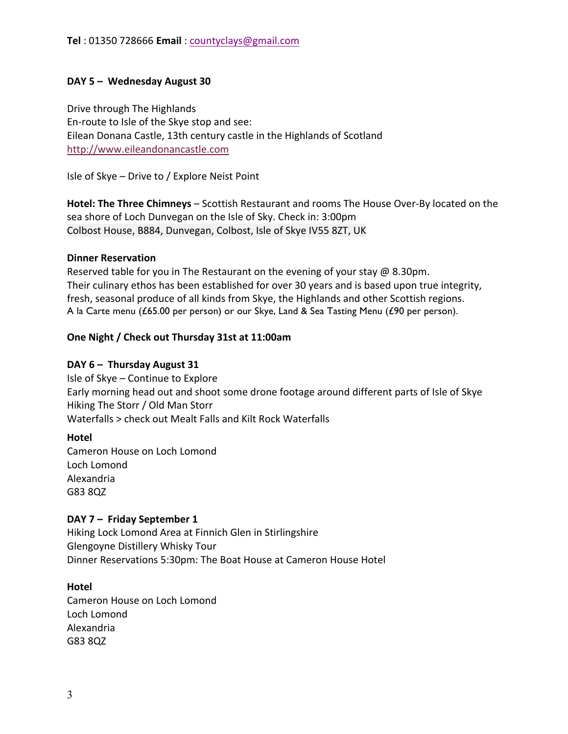**Tel** : 01350 728666 **Email** : countyclays@gmail.com

**DAY 5 – Wednesday August 30**

Drive through The Highlands
En-route to Isle of the Skye stop and see:
Eilean Donana Castle, 13th century castle in the Highlands of Scotland
http://www.eileandonancastle.com

Isle of Skye – Drive to / Explore Neist Point

**Hotel: The Three Chimneys** – Scottish Restaurant and rooms The House Over-By located on the sea shore of Loch Dunvegan on the Isle of Sky. Check in: 3:00pm
Colbost House, B884, Dunvegan, Colbost, Isle of Skye IV55 8ZT, UK

**Dinner Reservation**
Reserved table for you in The Restaurant on the evening of your stay @ 8.30pm.
Their culinary ethos has been established for over 30 years and is based upon true integrity, fresh, seasonal produce of all kinds from Skye, the Highlands and other Scottish regions.
A la Carte menu (£65.00 per person) or our Skye, Land & Sea Tasting Menu (£90 per person).

**One Night / Check out Thursday 31st at 11:00am**

**DAY 6 – Thursday August 31**
Isle of Skye – Continue to Explore
Early morning head out and shoot some drone footage around different parts of Isle of Skye
Hiking The Storr / Old Man Storr
Waterfalls > check out Mealt Falls and Kilt Rock Waterfalls

**Hotel**
Cameron House on Loch Lomond
Loch Lomond
Alexandria
G83 8QZ

**DAY 7 – Friday September 1**
Hiking Lock Lomond Area at Finnich Glen in Stirlingshire
Glengoyne Distillery Whisky Tour
Dinner Reservations 5:30pm: The Boat House at Cameron House Hotel

**Hotel**
Cameron House on Loch Lomond
Loch Lomond
Alexandria
G83 8QZ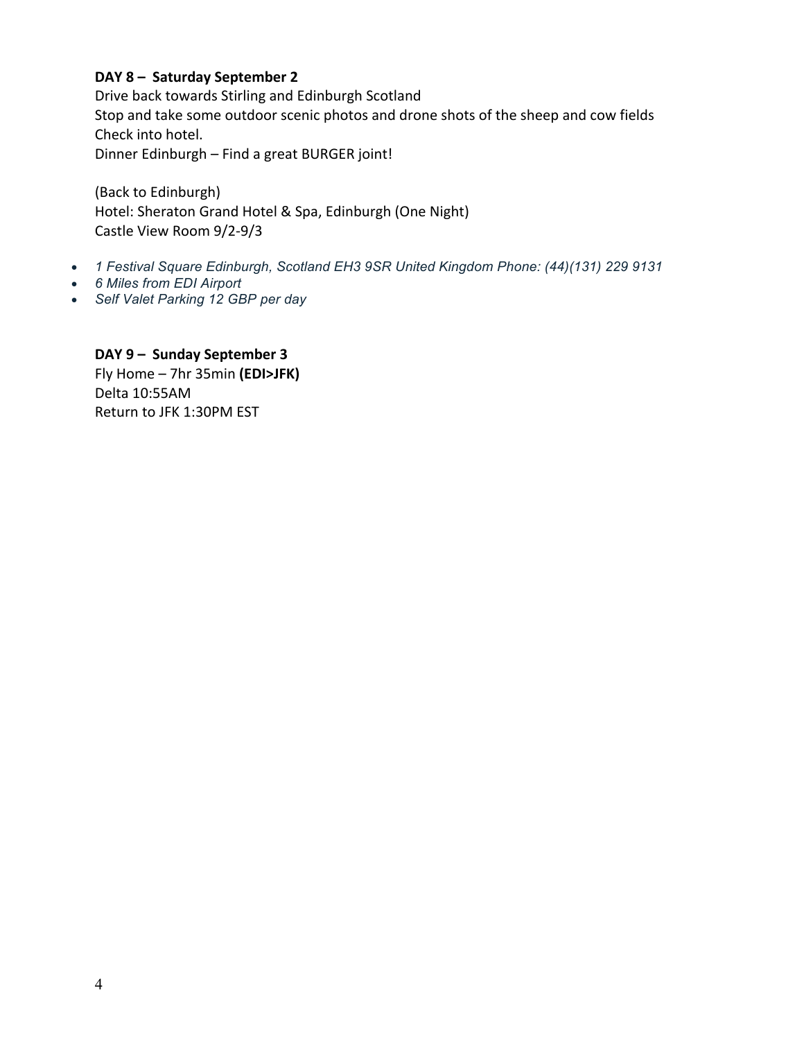**DAY 8 – Saturday September 2**

Drive back towards Stirling and Edinburgh Scotland
Stop and take some outdoor scenic photos and drone shots of the sheep and cow fields
Check into hotel.
Dinner Edinburgh – Find a great BURGER joint!

(Back to Edinburgh)
Hotel: Sheraton Grand Hotel & Spa, Edinburgh (One Night)
Castle View Room 9/2-9/3

- *1 Festival Square Edinburgh, Scotland EH3 9SR United Kingdom Phone: (44)(131) 229 9131*
- *6 Miles from EDI Airport*
- *Self Valet Parking 12 GBP per day*

**DAY 9 – Sunday September 3**

Fly Home – 7hr 35min **(EDI>JFK)**
Delta 10:55AM
Return to JFK 1:30PM EST